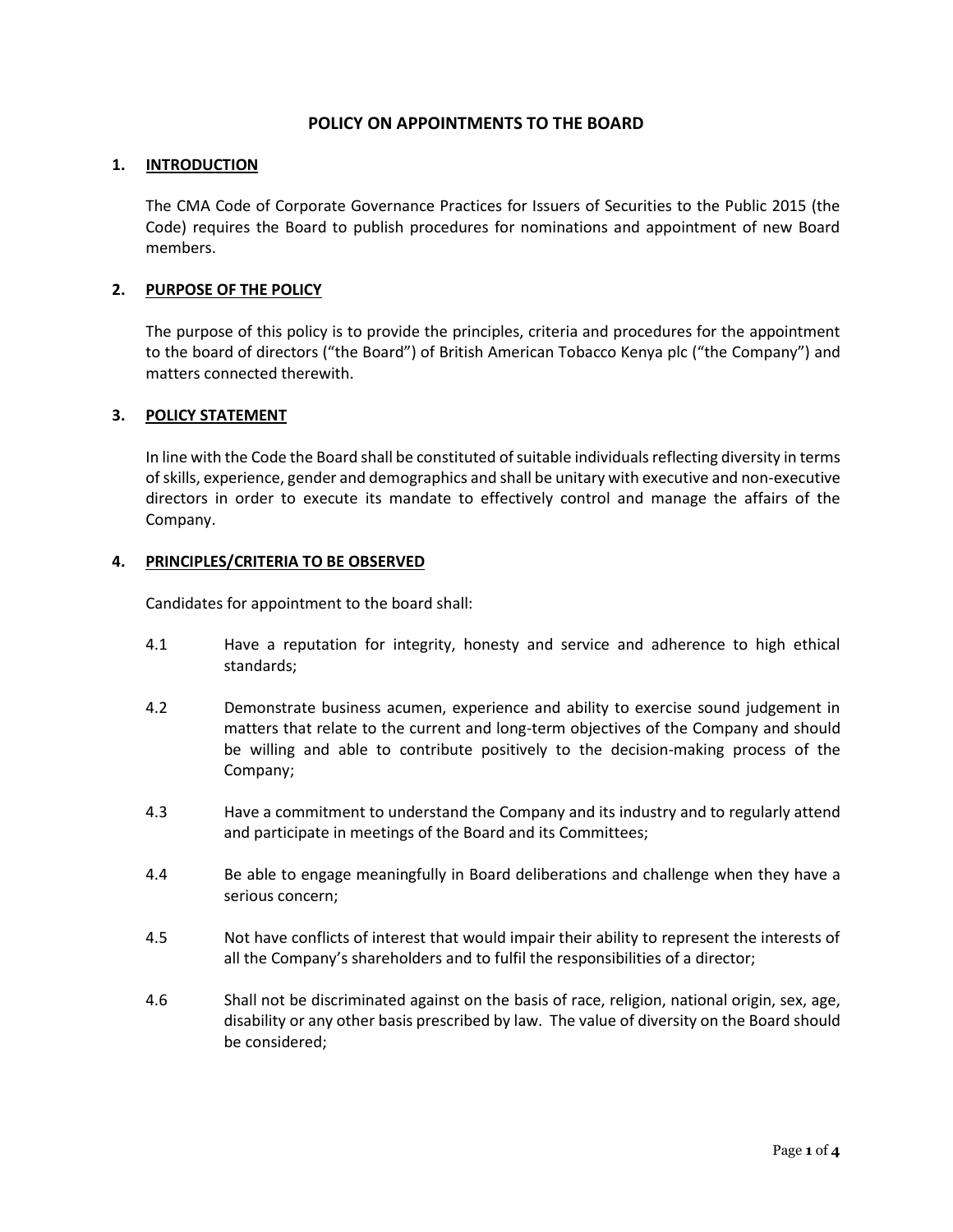# POLICY ON APPOINTMENTS TO THE BOARD

## 1. INTRODUCTION

The CMA Code of Corporate Governance Practices for Issuers of Securities to the Public 2015 (the Code) requires the Board to publish procedures for nominations and appointment of new Board members.

## 2. PURPOSE OF THE POLICY

The purpose of this policy is to provide the principles, criteria and procedures for the appointment to the board of directors ("the Board") of British American Tobacco Kenya plc ("the Company") and matters connected therewith.

## 3. POLICY STATEMENT

In line with the Code the Board shall be constituted of suitable individuals reflecting diversity in terms of skills, experience, gender and demographics and shall be unitary with executive and non-executive directors in order to execute its mandate to effectively control and manage the affairs of the Company.

## 4. PRINCIPLES/CRITERIA TO BE OBSERVED

Candidates for appointment to the board shall:

4.1 Have a reputation for integrity, honesty and service and adherence to high ethical standards;

4.2 Demonstrate business acumen, experience and ability to exercise sound judgement in matters that relate to the current and long-term objectives of the Company and should be willing and able to contribute positively to the decision-making process of the Company;

4.3 Have a commitment to understand the Company and its industry and to regularly attend and participate in meetings of the Board and its Committees;

4.4 Be able to engage meaningfully in Board deliberations and challenge when they have a serious concern;

4.5 Not have conflicts of interest that would impair their ability to represent the interests of all the Company's shareholders and to fulfil the responsibilities of a director;

4.6 Shall not be discriminated against on the basis of race, religion, national origin, sex, age, disability or any other basis prescribed by law. The value of diversity on the Board should be considered;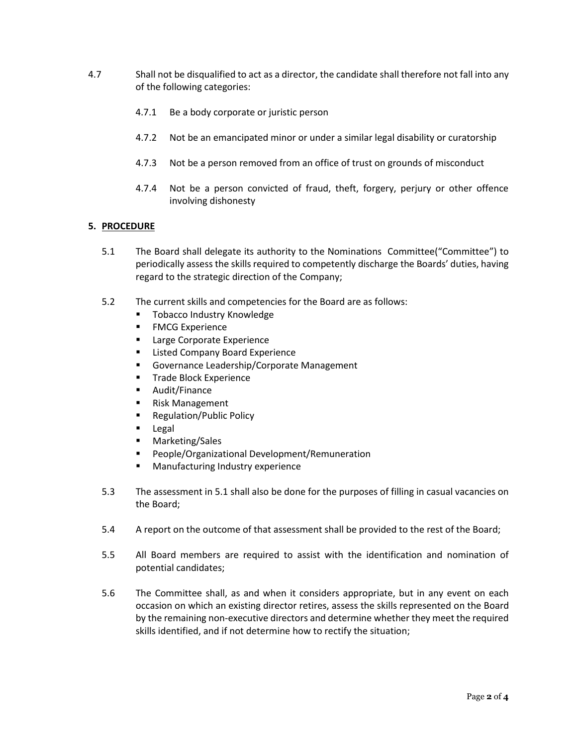4.7 Shall not be disqualified to act as a director, the candidate shall therefore not fall into any of the following categories:

- 4.7.1 Be a body corporate or juristic person
- 4.7.2 Not be an emancipated minor or under a similar legal disability or curatorship
- 4.7.3 Not be a person removed from an office of trust on grounds of misconduct
- 4.7.4 Not be a person convicted of fraud, theft, forgery, perjury or other offence involving dishonesty

## 5. PROCEDURE

5.1 The Board shall delegate its authority to the Nominations Committee("Committee") to periodically assess the skills required to competently discharge the Boards' duties, having regard to the strategic direction of the Company;

5.2 The current skills and competencies for the Board are as follows:

- Tobacco Industry Knowledge
- FMCG Experience
- Large Corporate Experience
- Listed Company Board Experience
- Governance Leadership/Corporate Management
- Trade Block Experience
- Audit/Finance
- Risk Management
- Regulation/Public Policy
- Legal
- Marketing/Sales
- People/Organizational Development/Remuneration
- Manufacturing Industry experience

5.3 The assessment in 5.1 shall also be done for the purposes of filling in casual vacancies on the Board;

5.4 A report on the outcome of that assessment shall be provided to the rest of the Board;

5.5 All Board members are required to assist with the identification and nomination of potential candidates;

5.6 The Committee shall, as and when it considers appropriate, but in any event on each occasion on which an existing director retires, assess the skills represented on the Board by the remaining non-executive directors and determine whether they meet the required skills identified, and if not determine how to rectify the situation;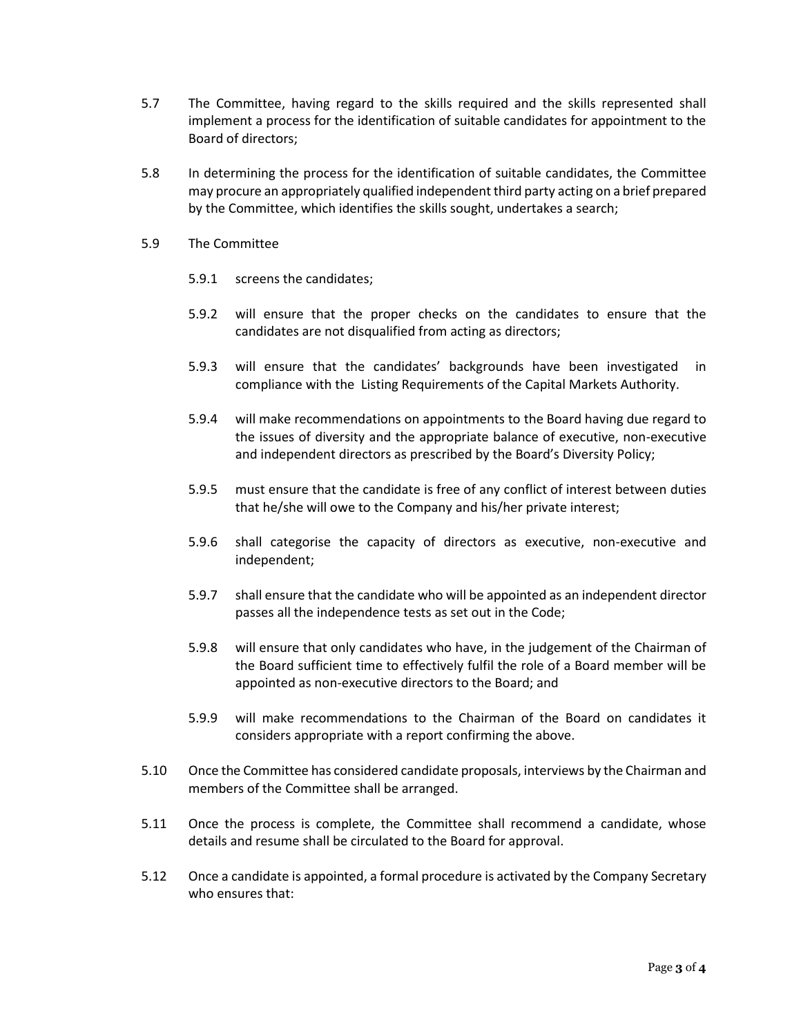5.7 The Committee, having regard to the skills required and the skills represented shall implement a process for the identification of suitable candidates for appointment to the Board of directors;

5.8 In determining the process for the identification of suitable candidates, the Committee may procure an appropriately qualified independent third party acting on a brief prepared by the Committee, which identifies the skills sought, undertakes a search;

5.9 The Committee

- 5.9.1 screens the candidates;

- 5.9.2 will ensure that the proper checks on the candidates to ensure that the candidates are not disqualified from acting as directors;

- 5.9.3 will ensure that the candidates' backgrounds have been investigated in compliance with the Listing Requirements of the Capital Markets Authority.

- 5.9.4 will make recommendations on appointments to the Board having due regard to the issues of diversity and the appropriate balance of executive, non-executive and independent directors as prescribed by the Board's Diversity Policy;

- 5.9.5 must ensure that the candidate is free of any conflict of interest between duties that he/she will owe to the Company and his/her private interest;

- 5.9.6 shall categorise the capacity of directors as executive, non-executive and independent;

- 5.9.7 shall ensure that the candidate who will be appointed as an independent director passes all the independence tests as set out in the Code;

- 5.9.8 will ensure that only candidates who have, in the judgement of the Chairman of the Board sufficient time to effectively fulfil the role of a Board member will be appointed as non-executive directors to the Board; and

- 5.9.9 will make recommendations to the Chairman of the Board on candidates it considers appropriate with a report confirming the above.

5.10 Once the Committee has considered candidate proposals, interviews by the Chairman and members of the Committee shall be arranged.

5.11 Once the process is complete, the Committee shall recommend a candidate, whose details and resume shall be circulated to the Board for approval.

5.12 Once a candidate is appointed, a formal procedure is activated by the Company Secretary who ensures that: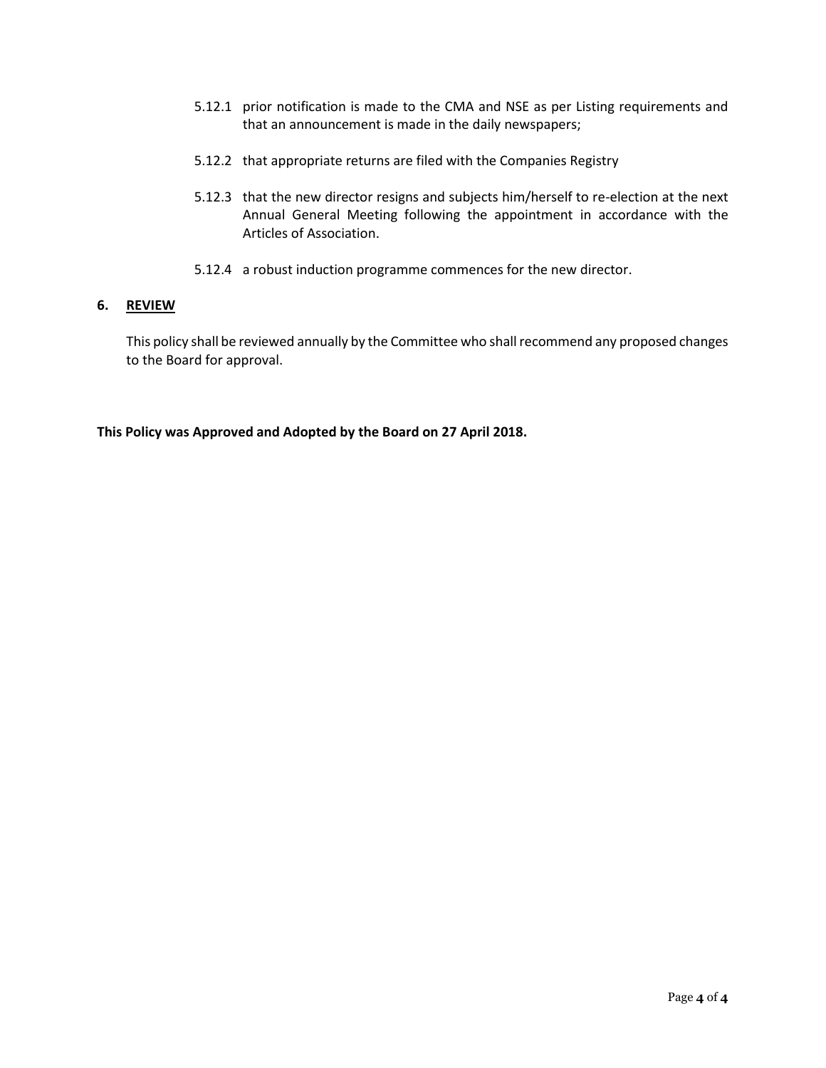5.12.1 prior notification is made to the CMA and NSE as per Listing requirements and that an announcement is made in the daily newspapers;

5.12.2 that appropriate returns are filed with the Companies Registry

5.12.3 that the new director resigns and subjects him/herself to re-election at the next Annual General Meeting following the appointment in accordance with the Articles of Association.

5.12.4 a robust induction programme commences for the new director.

## 6. REVIEW

This policy shall be reviewed annually by the Committee who shall recommend any proposed changes to the Board for approval.

**This Policy was Approved and Adopted by the Board on 27 April 2018.**